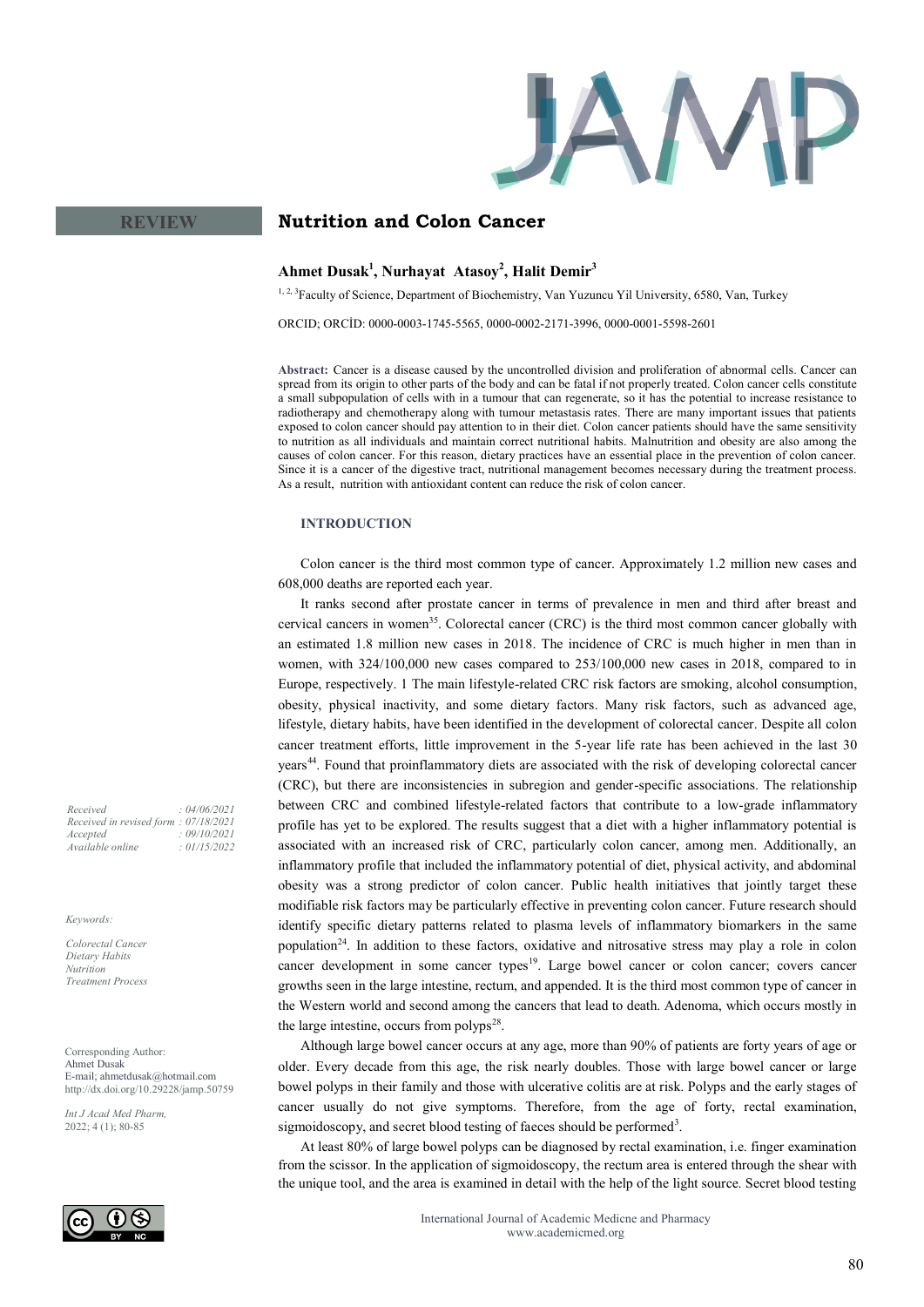REVIEW

# Nutrition and Colon Cancer

**Ahmet Dusak[1], Nurhayat Atasoy[2], Halit Demir[3]**

[1, 2, 3]Faculty of Science, Department of Biochemistry, Van Yuzuncu Yil University, 6580, Van, Turkey

ORCID; ORCİD: 0000-0003-1745-5565, 0000-0002-2171-3996, 0000-0001-5598-2601

**Abstract:** Cancer is a disease caused by the uncontrolled division and proliferation of abnormal cells. Cancer can spread from its origin to other parts of the body and can be fatal if not properly treated. Colon cancer cells constitute a small subpopulation of cells with in a tumour that can regenerate, so it has the potential to increase resistance to radiotherapy and chemotherapy along with tumour metastasis rates. There are many important issues that patients exposed to colon cancer should pay attention to in their diet. Colon cancer patients should have the same sensitivity to nutrition as all individuals and maintain correct nutritional habits. Malnutrition and obesity are also among the causes of colon cancer. For this reason, dietary practices have an essential place in the prevention of colon cancer. Since it is a cancer of the digestive tract, nutritional management becomes necessary during the treatment process. As a result, nutrition with antioxidant content can reduce the risk of colon cancer.

*Received : 04/06/2021*
*Received in revised form : 07/18/2021*
*Accepted : 09/10/2021*
*Available online : 01/15/2022*

*Keywords:*

*Colorectal Cancer*
*Dietary Habits*
*Nutrition*
*Treatment Process*

Corresponding Author:
Ahmet Dusak
E-mail; ahmetdusak@hotmail.com
http://dx.doi.org/10.29228/jamp.50759

*Int J Acad Med Pharm,*
2022; 4 (1); 80-85

## INTRODUCTION

Colon cancer is the third most common type of cancer. Approximately 1.2 million new cases and 608,000 deaths are reported each year.

It ranks second after prostate cancer in terms of prevalence in men and third after breast and cervical cancers in women[35]. Colorectal cancer (CRC) is the third most common cancer globally with an estimated 1.8 million new cases in 2018. The incidence of CRC is much higher in men than in women, with 324/100,000 new cases compared to 253/100,000 new cases in 2018, compared to in Europe, respectively. 1 The main lifestyle-related CRC risk factors are smoking, alcohol consumption, obesity, physical inactivity, and some dietary factors. Many risk factors, such as advanced age, lifestyle, dietary habits, have been identified in the development of colorectal cancer. Despite all colon cancer treatment efforts, little improvement in the 5-year life rate has been achieved in the last 30 years[44]. Found that proinflammatory diets are associated with the risk of developing colorectal cancer (CRC), but there are inconsistencies in subregion and gender-specific associations. The relationship between CRC and combined lifestyle-related factors that contribute to a low-grade inflammatory profile has yet to be explored. The results suggest that a diet with a higher inflammatory potential is associated with an increased risk of CRC, particularly colon cancer, among men. Additionally, an inflammatory profile that included the inflammatory potential of diet, physical activity, and abdominal obesity was a strong predictor of colon cancer. Public health initiatives that jointly target these modifiable risk factors may be particularly effective in preventing colon cancer. Future research should identify specific dietary patterns related to plasma levels of inflammatory biomarkers in the same population[24]. In addition to these factors, oxidative and nitrosative stress may play a role in colon cancer development in some cancer types[19]. Large bowel cancer or colon cancer; covers cancer growths seen in the large intestine, rectum, and appended. It is the third most common type of cancer in the Western world and second among the cancers that lead to death. Adenoma, which occurs mostly in the large intestine, occurs from polyps[28].

Although large bowel cancer occurs at any age, more than 90% of patients are forty years of age or older. Every decade from this age, the risk nearly doubles. Those with large bowel cancer or large bowel polyps in their family and those with ulcerative colitis are at risk. Polyps and the early stages of cancer usually do not give symptoms. Therefore, from the age of forty, rectal examination, sigmoidoscopy, and secret blood testing of faeces should be performed[3].

At least 80% of large bowel polyps can be diagnosed by rectal examination, i.e. finger examination from the scissor. In the application of sigmoidoscopy, the rectum area is entered through the shear with the unique tool, and the area is examined in detail with the help of the light source. Secret blood testing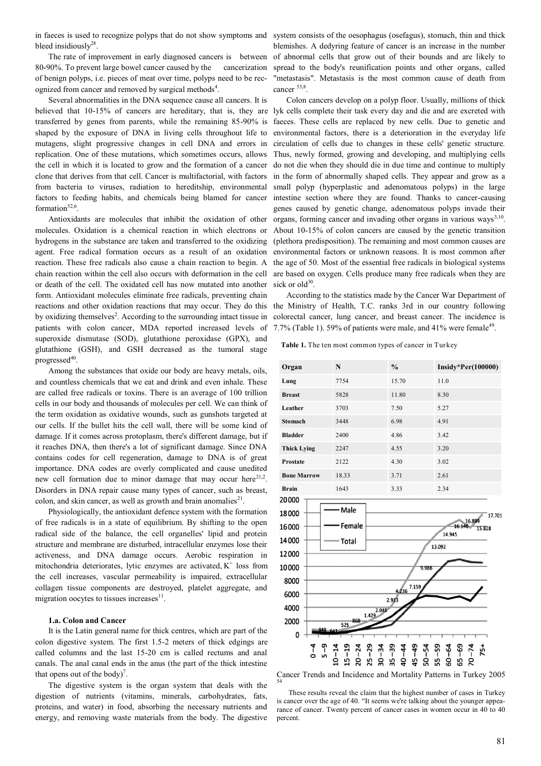in faeces is used to recognize polyps that do not show symptoms and bleed insidiously[28].

The rate of improvement in early diagnosed cancers is between 80-90%. To prevent large bowel cancer caused by the cancerization of benign polyps, i.e. pieces of meat over time, polyps need to be recognized from cancer and removed by surgical methods[4].

Several abnormalities in the DNA sequence cause all cancers. It is believed that 10-15% of cancers are hereditary, that is, they are transferred by genes from parents, while the remaining 85-90% is shaped by the exposure of DNA in living cells throughout life to mutagens, slight progressive changes in cell DNA and errors in replication. One of these mutations, which sometimes occurs, allows the cell in which it is located to grow and the formation of a cancer clone that derives from that cell. Cancer is multifactorial, with factors from bacteria to viruses, radiation to hereditship, environmental factors to feeding habits, and chemicals being blamed for cancer formation[52,6].

Antioxidants are molecules that inhibit the oxidation of other molecules. Oxidation is a chemical reaction in which electrons or hydrogens in the substance are taken and transferred to the oxidizing agent. Free radical formation occurs as a result of an oxidation reaction. These free radicals also cause a chain reaction to begin. A chain reaction within the cell also occurs with deformation in the cell or death of the cell. The oxidated cell has now mutated into another form. Antioxidant molecules eliminate free radicals, preventing chain reactions and other oxidation reactions that may occur. They do this by oxidizing themselves[2]. According to the surrounding intact tissue in patients with colon cancer, MDA reported increased levels of superoxide dismutase (SOD), glutathione peroxidase (GPX), and glutathione (GSH), and GSH decreased as the tumoral stage progressed[40].

Among the substances that oxide our body are heavy metals, oils, and countless chemicals that we eat and drink and even inhale. These are called free radicals or toxins. There is an average of 100 trillion cells in our body and thousands of molecules per cell. We can think of the term oxidation as oxidative wounds, such as gunshots targeted at our cells. If the bullet hits the cell wall, there will be some kind of damage. If it comes across protoplasm, there's different damage, but if it reaches DNA, then there's a lot of significant damage. Since DNA contains codes for cell regeneration, damage to DNA is of great importance. DNA codes are overly complicated and cause unedited new cell formation due to minor damage that may occur here[21,2]. Disorders in DNA repair cause many types of cancer, such as breast, colon, and skin cancer, as well as growth and brain anomalies[21].

Physiologically, the antioxidant defence system with the formation of free radicals is in a state of equilibrium. By shifting to the open radical side of the balance, the cell organelles' lipid and protein structure and membrane are disturbed, intracellular enzymes lose their activeness, and DNA damage occurs. Aerobic respiration in mitochondria deteriorates, lytic enzymes are activated, $K^+$ loss from the cell increases, vascular permeability is impaired, extracellular collagen tissue components are destroyed, platelet aggregate, and migration oocytes to tissues increases[11].

### 1.a. Colon and Cancer

It is the Latin general name for thick centres, which are part of the colon digestive system. The first 1.5-2 meters of thick edgings are called columns and the last 15-20 cm is called rectums and anal canals. The anal canal ends in the anus (the part of the thick intestine that opens out of the body)[7].

The digestive system is the organ system that deals with the digestion of nutrients (vitamins, minerals, carbohydrates, fats, proteins, and water) in food, absorbing the necessary nutrients and energy, and removing waste materials from the body. The digestive system consists of the oesophagus (osefagus), stomach, thin and thick blemishes. A dedyring feature of cancer is an increase in the number of abnormal cells that grow out of their bounds and are likely to spread to the body's reunification points and other organs, called "metastasis". Metastasis is the most common cause of death from cancer[53,8].

Colon cancers develop on a polyp floor. Usually, millions of thick lyk cells complete their task every day and die and are excreted with faeces. These cells are replaced by new cells. Due to genetic and environmental factors, there is a deterioration in the everyday life circulation of cells due to changes in these cells' genetic structure. Thus, newly formed, growing and developing, and multiplying cells do not die when they should die in due time and continue to multiply in the form of abnormally shaped cells. They appear and grow as a small polyp (hyperplastic and adenomatous polyps) in the large intestine section where they are found. Thanks to cancer-causing genes caused by genetic change, adenomatous polyps invade their organs, forming cancer and invading other organs in various ways[3,10]. About 10-15% of colon cancers are caused by the genetic transition (plethora predisposition). The remaining and most common causes are environmental factors or unknown reasons. It is most common after the age of 50. Most of the essential free radicals in biological systems are based on oxygen. Cells produce many free radicals when they are sick or old[30].

According to the statistics made by the Cancer War Department of the Ministry of Health, T.C. ranks 3rd in our country following colorectal cancer, lung cancer, and breast cancer. The incidence is 7.7% (Table 1). 59% of patients were male, and 41% were female[49].

**Table 1.** The ten most common types of cancer in Turkey

| Organ | N | % | Insidy*Per(100000) |
|---|---|---|---|
| Lung | 7754 | 15.70 | 11.0 |
| Breast | 5828 | 11.80 | 8.30 |
| Leather | 3703 | 7.50 | 5.27 |
| Stomach | 3448 | 6.98 | 4.91 |
| Bladder | 2400 | 4.86 | 3.42 |
| Thick Lying | 2247 | 4.55 | 3.20 |
| Prostate | 2122 | 4.30 | 3.02 |
| Bone Marrow | 18.33 | 3.71 | 2.61 |
| Brain | 1643 | 3.33 | 2.34 |

Cancer Trends and Incidence and Mortality Patterns in Turkey 2005 [54]

These results reveal the claim that the highest number of cases in Turkey is cancer over the age of 40. "It seems we're talking about the younger appearance of cancer. Twenty percent of cancer cases in women occur in 40 to 40 percent.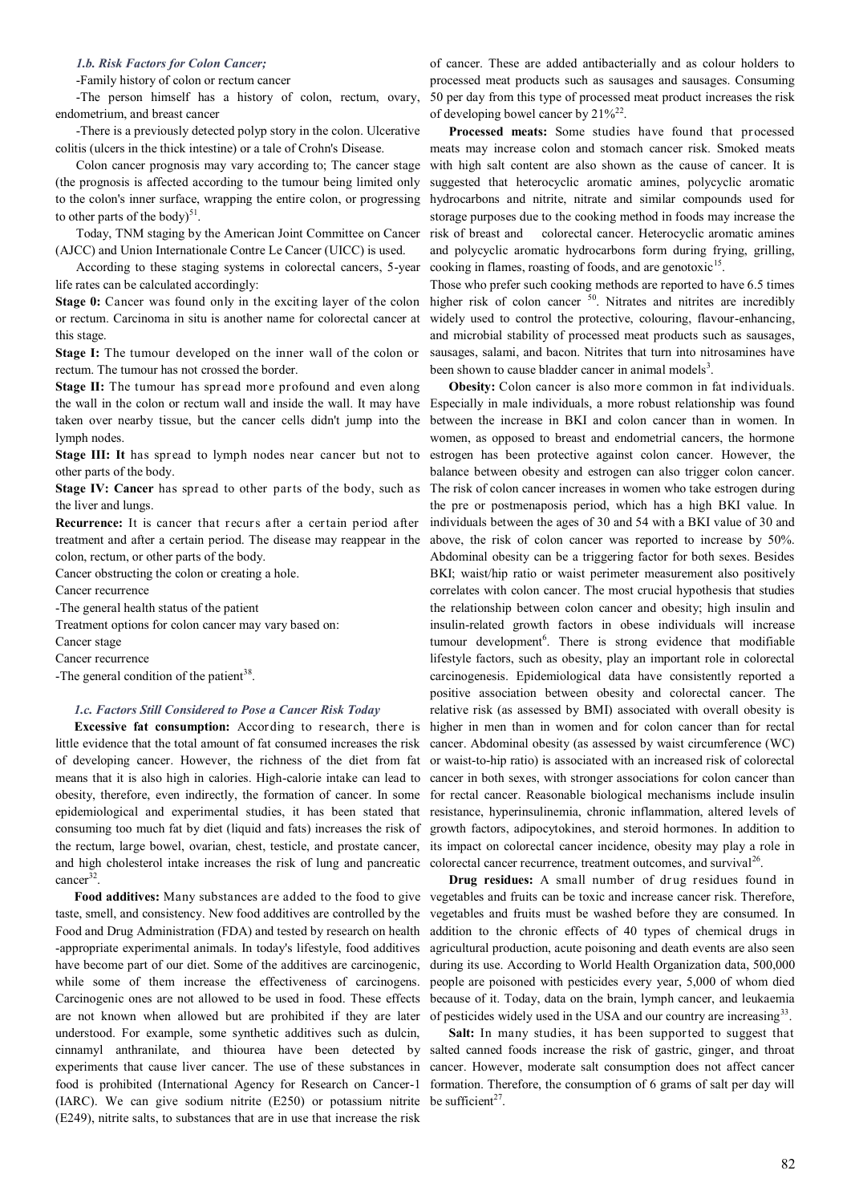### *1.b. Risk Factors for Colon Cancer;*

-Family history of colon or rectum cancer

-The person himself has a history of colon, rectum, ovary, endometrium, and breast cancer

-There is a previously detected polyp story in the colon. Ulcerative colitis (ulcers in the thick intestine) or a tale of Crohn's Disease.

Colon cancer prognosis may vary according to; The cancer stage (the prognosis is affected according to the tumour being limited only to the colon's inner surface, wrapping the entire colon, or progressing to other parts of the body)[51].

Today, TNM staging by the American Joint Committee on Cancer (AJCC) and Union Internationale Contre Le Cancer (UICC) is used.

According to these staging systems in colorectal cancers, 5-year life rates can be calculated accordingly:

**Stage 0:** Cancer was found only in the exciting layer of the colon or rectum. Carcinoma in situ is another name for colorectal cancer at this stage.

**Stage I:** The tumour developed on the inner wall of the colon or rectum. The tumour has not crossed the border.

**Stage II:** The tumour has spread more profound and even along the wall in the colon or rectum wall and inside the wall. It may have taken over nearby tissue, but the cancer cells didn't jump into the lymph nodes.

**Stage III: It** has spread to lymph nodes near cancer but not to other parts of the body.

**Stage IV: Cancer** has spread to other parts of the body, such as the liver and lungs.

**Recurrence:** It is cancer that recurs after a certain period after treatment and after a certain period. The disease may reappear in the colon, rectum, or other parts of the body.

Cancer obstructing the colon or creating a hole.

Cancer recurrence

-The general health status of the patient

Treatment options for colon cancer may vary based on:

Cancer stage

Cancer recurrence

-The general condition of the patient[38].

### *1.c. Factors Still Considered to Pose a Cancer Risk Today*

**Excessive fat consumption:** According to research, there is little evidence that the total amount of fat consumed increases the risk of developing cancer. However, the richness of the diet from fat means that it is also high in calories. High-calorie intake can lead to obesity, therefore, even indirectly, the formation of cancer. In some epidemiological and experimental studies, it has been stated that consuming too much fat by diet (liquid and fats) increases the risk of the rectum, large bowel, ovarian, chest, testicle, and prostate cancer, and high cholesterol intake increases the risk of lung and pancreatic cancer[32].

**Food additives:** Many substances are added to the food to give taste, smell, and consistency. New food additives are controlled by the Food and Drug Administration (FDA) and tested by research on health -appropriate experimental animals. In today's lifestyle, food additives have become part of our diet. Some of the additives are carcinogenic, while some of them increase the effectiveness of carcinogens. Carcinogenic ones are not allowed to be used in food. These effects are not known when allowed but are prohibited if they are later understood. For example, some synthetic additives such as dulcin, cinnamyl anthranilate, and thiourea have been detected by experiments that cause liver cancer. The use of these substances in food is prohibited (International Agency for Research on Cancer-1 (IARC). We can give sodium nitrite (E250) or potassium nitrite (E249), nitrite salts, to substances that are in use that increase the risk of cancer. These are added antibacterially and as colour holders to processed meat products such as sausages and sausages. Consuming 50 per day from this type of processed meat product increases the risk of developing bowel cancer by 21%[22].

**Processed meats:** Some studies have found that processed meats may increase colon and stomach cancer risk. Smoked meats with high salt content are also shown as the cause of cancer. It is suggested that heterocyclic aromatic amines, polycyclic aromatic hydrocarbons and nitrite, nitrate and similar compounds used for storage purposes due to the cooking method in foods may increase the risk of breast and colorectal cancer. Heterocyclic aromatic amines and polycyclic aromatic hydrocarbons form during frying, grilling, cooking in flames, roasting of foods, and are genotoxic[15].

Those who prefer such cooking methods are reported to have 6.5 times higher risk of colon cancer [50]. Nitrates and nitrites are incredibly widely used to control the protective, colouring, flavour-enhancing, and microbial stability of processed meat products such as sausages, sausages, salami, and bacon. Nitrites that turn into nitrosamines have been shown to cause bladder cancer in animal models[3].

**Obesity:** Colon cancer is also more common in fat individuals. Especially in male individuals, a more robust relationship was found between the increase in BKI and colon cancer than in women. In women, as opposed to breast and endometrial cancers, the hormone estrogen has been protective against colon cancer. However, the balance between obesity and estrogen can also trigger colon cancer. The risk of colon cancer increases in women who take estrogen during the pre or postmenaposis period, which has a high BKI value. In individuals between the ages of 30 and 54 with a BKI value of 30 and above, the risk of colon cancer was reported to increase by 50%. Abdominal obesity can be a triggering factor for both sexes. Besides BKI; waist/hip ratio or waist perimeter measurement also positively correlates with colon cancer. The most crucial hypothesis that studies the relationship between colon cancer and obesity; high insulin and insulin-related growth factors in obese individuals will increase tumour development[6]. There is strong evidence that modifiable lifestyle factors, such as obesity, play an important role in colorectal carcinogenesis. Epidemiological data have consistently reported a positive association between obesity and colorectal cancer. The relative risk (as assessed by BMI) associated with overall obesity is higher in men than in women and for colon cancer than for rectal cancer. Abdominal obesity (as assessed by waist circumference (WC) or waist-to-hip ratio) is associated with an increased risk of colorectal cancer in both sexes, with stronger associations for colon cancer than for rectal cancer. Reasonable biological mechanisms include insulin resistance, hyperinsulinemia, chronic inflammation, altered levels of growth factors, adipocytokines, and steroid hormones. In addition to its impact on colorectal cancer incidence, obesity may play a role in colorectal cancer recurrence, treatment outcomes, and survival[26].

**Drug residues:** A small number of drug residues found in vegetables and fruits can be toxic and increase cancer risk. Therefore, vegetables and fruits must be washed before they are consumed. In addition to the chronic effects of 40 types of chemical drugs in agricultural production, acute poisoning and death events are also seen during its use. According to World Health Organization data, 500,000 people are poisoned with pesticides every year, 5,000 of whom died because of it. Today, data on the brain, lymph cancer, and leukaemia of pesticides widely used in the USA and our country are increasing[33].

**Salt:** In many studies, it has been supported to suggest that salted canned foods increase the risk of gastric, ginger, and throat cancer. However, moderate salt consumption does not affect cancer formation. Therefore, the consumption of 6 grams of salt per day will be sufficient[27].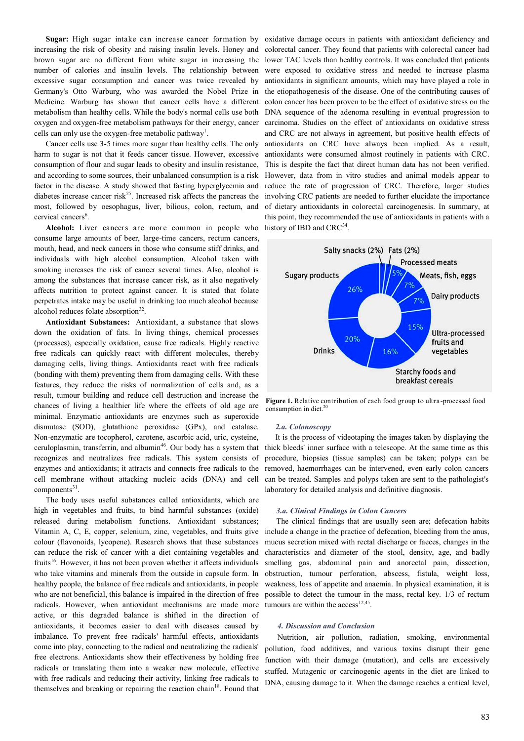**Sugar:** High sugar intake can increase cancer formation by increasing the risk of obesity and raising insulin levels. Honey and brown sugar are no different from white sugar in increasing the number of calories and insulin levels. The relationship between excessive sugar consumption and cancer was twice revealed by Germany's Otto Warburg, who was awarded the Nobel Prize in Medicine. Warburg has shown that cancer cells have a different metabolism than healthy cells. While the body's normal cells use both oxygen and oxygen-free metabolism pathways for their energy, cancer cells can only use the oxygen-free metabolic pathway[1].

Cancer cells use 3-5 times more sugar than healthy cells. The only harm to sugar is not that it feeds cancer tissue. However, excessive consumption of flour and sugar leads to obesity and insulin resistance, and according to some sources, their unbalanced consumption is a risk factor in the disease. A study showed that fasting hyperglycemia and diabetes increase cancer risk[25]. Increased risk affects the pancreas the most, followed by oesophagus, liver, bilious, colon, rectum, and cervical cancers[6].

**Alcohol:** Liver cancers are more common in people who consume large amounts of beer, large-time cancers, rectum cancers, mouth, head, and neck cancers in those who consume stiff drinks, and individuals with high alcohol consumption. Alcohol taken with smoking increases the risk of cancer several times. Also, alcohol is among the substances that increase cancer risk, as it also negatively affects nutrition to protect against cancer. It is stated that folate perpetrates intake may be useful in drinking too much alcohol because alcohol reduces folate absorption[32].

**Antioxidant Substances:** Antioxidant, a substance that slows down the oxidation of fats. In living things, chemical processes (processes), especially oxidation, cause free radicals. Highly reactive free radicals can quickly react with different molecules, thereby damaging cells, living things. Antioxidants react with free radicals (bonding with them) preventing them from damaging cells. With these features, they reduce the risks of normalization of cells and, as a result, tumour building and reduce cell destruction and increase the chances of living a healthier life where the effects of old age are minimal. Enzymatic antioxidants are enzymes such as superoxide dismutase (SOD), glutathione peroxidase (GPx), and catalase. Non-enzymatic are tocopherol, carotene, ascorbic acid, uric, cysteine, ceruloplasmin, transferrin, and albumin[46]. Our body has a system that recognizes and neutralizes free radicals. This system consists of enzymes and antioxidants; it attracts and connects free radicals to the cell membrane without attacking nucleic acids (DNA) and cell components[31].

The body uses useful substances called antioxidants, which are high in vegetables and fruits, to bind harmful substances (oxide) released during metabolism functions. Antioxidant substances; Vitamin A, C, E, copper, selenium, zinc, vegetables, and fruits give colour (flavonoids, lycopene). Research shows that these substances can reduce the risk of cancer with a diet containing vegetables and fruits[16]. However, it has not been proven whether it affects individuals who take vitamins and minerals from the outside in capsule form. In healthy people, the balance of free radicals and antioxidants, in people who are not beneficial, this balance is impaired in the direction of free radicals. However, when antioxidant mechanisms are made more active, or this degraded balance is shifted in the direction of antioxidants, it becomes easier to deal with diseases caused by imbalance. To prevent free radicals' harmful effects, antioxidants come into play, connecting to the radical and neutralizing the radicals' free electrons. Antioxidants show their effectiveness by holding free radicals or translating them into a weaker new molecule, effective with free radicals and reducing their activity, linking free radicals to themselves and breaking or repairing the reaction chain[18]. Found that oxidative damage occurs in patients with antioxidant deficiency and colorectal cancer. They found that patients with colorectal cancer had lower TAC levels than healthy controls. It was concluded that patients were exposed to oxidative stress and needed to increase plasma antioxidants in significant amounts, which may have played a role in the etiopathogenesis of the disease. One of the contributing causes of colon cancer has been proven to be the effect of oxidative stress on the DNA sequence of the adenoma resulting in eventual progression to carcinoma. Studies on the effect of antioxidants on oxidative stress and CRC are not always in agreement, but positive health effects of antioxidants on CRC have always been implied. As a result, antioxidants were consumed almost routinely in patients with CRC. This is despite the fact that direct human data has not been verified. However, data from in vitro studies and animal models appear to reduce the rate of progression of CRC. Therefore, larger studies involving CRC patients are needed to further elucidate the importance of dietary antioxidants in colorectal carcinogenesis. In summary, at this point, they recommended the use of antioxidants in patients with a history of IBD and CRC[34].

| Food group | Contribution |
|---|---|
| Salty snacks | 2% |
| Fats | 2% |
| Processed meats | 5% |
| Meats, fish, eggs | 7% |
| Dairy products | 7% |
| Ultra-processed fruits and vegetables | 15% |
| Starchy foods and breakfast cereals | 16% |
| Drinks | 20% |
| Sugary products | 26% |

**Figure 1.** Relative contribution of each food group to ultra-processed food consumption in diet.[20]

### *2.a. Colonoscopy*

It is the process of videotaping the images taken by displaying the thick bleeds' inner surface with a telescope. At the same time as this procedure, biopsies (tissue samples) can be taken; polyps can be removed, haemorrhages can be intervened, even early colon cancers can be treated. Samples and polyps taken are sent to the pathologist's laboratory for detailed analysis and definitive diagnosis.

### *3.a. Clinical Findings in Colon Cancers*

The clinical findings that are usually seen are; defecation habits include a change in the practice of defecation, bleeding from the anus, mucus secretion mixed with rectal discharge or faeces, changes in the characteristics and diameter of the stool, density, age, and badly smelling gas, abdominal pain and anorectal pain, dissection, obstruction, tumour perforation, abscess, fistula, weight loss, weakness, loss of appetite and anaemia. In physical examination, it is possible to detect the tumour in the mass, rectal key. 1/3 of rectum tumours are within the access[12,45].

## *4. Discussion and Conclusion*

Nutrition, air pollution, radiation, smoking, environmental pollution, food additives, and various toxins disrupt their gene function with their damage (mutation), and cells are excessively stuffed. Mutagenic or carcinogenic agents in the diet are linked to DNA, causing damage to it. When the damage reaches a critical level,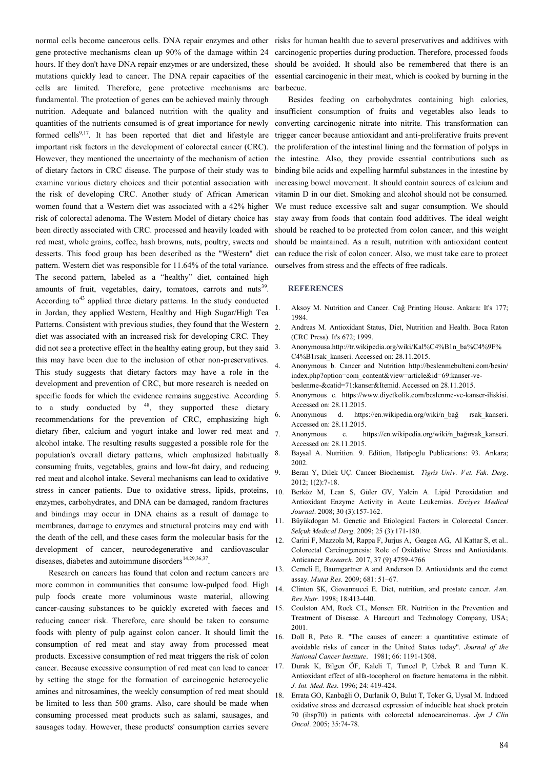normal cells become cancerous cells. DNA repair enzymes and other gene protective mechanisms clean up 90% of the damage within 24 hours. If they don't have DNA repair enzymes or are undersized, these mutations quickly lead to cancer. The DNA repair capacities of the cells are limited. Therefore, gene protective mechanisms are fundamental. The protection of genes can be achieved mainly through nutrition. Adequate and balanced nutrition with the quality and quantities of the nutrients consumed is of great importance for newly formed cells[9,17]. It has been reported that diet and lifestyle are important risk factors in the development of colorectal cancer (CRC). However, they mentioned the uncertainty of the mechanism of action of dietary factors in CRC disease. The purpose of their study was to examine various dietary choices and their potential association with the risk of developing CRC. Another study of African American women found that a Western diet was associated with a 42% higher risk of colorectal adenoma. The Western Model of dietary choice has been directly associated with CRC. processed and heavily loaded with red meat, whole grains, coffee, hash browns, nuts, poultry, sweets and desserts. This food group has been described as the "Western" diet pattern. Western diet was responsible for 11.64% of the total variance. The second pattern, labeled as a "healthy" diet, contained high amounts of fruit, vegetables, dairy, tomatoes, carrots and nuts[39]. According to[43] applied three dietary patterns. In the study conducted in Jordan, they applied Western, Healthy and High Sugar/High Tea Patterns. Consistent with previous studies, they found that the Western diet was associated with an increased risk for developing CRC. They did not see a protective effect in the healthy eating group, but they said this may have been due to the inclusion of other non-preservatives. This study suggests that dietary factors may have a role in the development and prevention of CRC, but more research is needed on specific foods for which the evidence remains suggestive. According to a study conducted by [48], they supported these dietary recommendations for the prevention of CRC, emphasizing high dietary fiber, calcium and yogurt intake and lower red meat and alcohol intake. The resulting results suggested a possible role for the population's overall dietary patterns, which emphasized habitually consuming fruits, vegetables, grains and low-fat dairy, and reducing red meat and alcohol intake. Several mechanisms can lead to oxidative stress in cancer patients. Due to oxidative stress, lipids, proteins, enzymes, carbohydrates, and DNA can be damaged, random fractures and bindings may occur in DNA chains as a result of damage to membranes, damage to enzymes and structural proteins may end with the death of the cell, and these cases form the molecular basis for the development of cancer, neurodegenerative and cardiovascular diseases, diabetes and autoimmune disorders[14,29,36,37].

Research on cancers has found that colon and rectum cancers are more common in communities that consume low-pulped food. High pulp foods create more voluminous waste material, allowing cancer-causing substances to be quickly excreted with faeces and reducing cancer risk. Therefore, care should be taken to consume foods with plenty of pulp against colon cancer. It should limit the consumption of red meat and stay away from processed meat products. Excessive consumption of red meat triggers the risk of colon cancer. Because excessive consumption of red meat can lead to cancer by setting the stage for the formation of carcinogenic heterocyclic amines and nitrosamines, the weekly consumption of red meat should be limited to less than 500 grams. Also, care should be made when consuming processed meat products such as salami, sausages, and sausages today. However, these products' consumption carries severe risks for human health due to several preservatives and additives with carcinogenic properties during production. Therefore, processed foods should be avoided. It should also be remembered that there is an essential carcinogenic in their meat, which is cooked by burning in the barbecue.

Besides feeding on carbohydrates containing high calories, insufficient consumption of fruits and vegetables also leads to converting carcinogenic nitrate into nitrite. This transformation can trigger cancer because antioxidant and anti-proliferative fruits prevent the proliferation of the intestinal lining and the formation of polyps in the intestine. Also, they provide essential contributions such as binding bile acids and expelling harmful substances in the intestine by increasing bowel movement. It should contain sources of calcium and vitamin D in our diet. Smoking and alcohol should not be consumed. We must reduce excessive salt and sugar consumption. We should stay away from foods that contain food additives. The ideal weight should be reached to be protected from colon cancer, and this weight should be maintained. As a result, nutrition with antioxidant content can reduce the risk of colon cancer. Also, we must take care to protect ourselves from stress and the effects of free radicals.

## REFERENCES

1. Aksoy M. Nutrition and Cancer. Cağ Printing House. Ankara: It's 177; 1984.
2. Andreas M. Antioxidant Status, Diet, Nutrition and Health. Boca Raton (CRC Press). It's 672; 1999.
3. Anonymousa.http://tr.wikipedia.org/wiki/Kal%C4%B1n_ba%C4%9F%C4%B1rsak_kanseri. Accessed on: 28.11.2015.
4. Anonymous b. Cancer and Nutrition http://beslenmebulteni.com/besin/index.php?option=com_content&view=article&id=69:kanser-ve-beslenme-&catid=71:kanser&Itemid. Accessed on 28.11.2015.
5. Anonymous c. https://www.diyetkolik.com/beslenme-ve-kanser-iliskisi. Accessed on: 28.11.2015.
6. Anonymous d. https://en.wikipedia.org/wiki/n_bağ rsak_kanseri. Accessed on: 28.11.2015.
7. Anonymous e. https://en.wikipedia.org/wiki/n_bağırsak_kanseri. Accessed on: 28.11.2015.
8. Baysal A. Nutrition. 9. Edition, Hatipoglu Publications: 93. Ankara; 2002.
9. Beran Y, Dilek UÇ. Cancer Biochemist. *Tigris Univ. Vet. Fak. Derg*. 2012; 1(2):7-18.
10. Berköz M, Lean S, Güler GV, Yalcin A. Lipid Peroxidation and Antioxidant Enzyme Activity in Acute Leukemias. *Erciyes Medical Journal*. 2008; 30 (3):157-162.
11. Büyükdogan M. Genetic and Etiological Factors in Colorectal Cancer. *Selçuk Medical Derg*. 2009; 25 (3):171-180.
12. Carini F, Mazzola M, Rappa F, Jurjus A, Geagea AG, Al Kattar S, et al.. Colorectal Carcinogenesis: Role of Oxidative Stress and Antioxidants. Anticancer *Research.* 2017, 37 (9) 4759-4766
13. Cemeli E, Baumgartner A and Anderson D. Antioxidants and the comet assay. *Mutat Res.* 2009; 681: 51–67.
14. Clinton SK, Giovannucci E. Diet, nutrition, and prostate cancer. *Ann. Rev.Nutr.* 1998; 18:413-440.
15. Coulston AM, Rock CL, Monsen ER. Nutrition in the Prevention and Treatment of Disease. A Harcourt and Technology Company, USA; 2001.
16. Doll R, Peto R. "The causes of cancer: a quantitative estimate of avoidable risks of cancer in the United States today". *Journal of the National Cancer Institute*. 1981; 66: 1191-1308.
17. Durak K, Bilgen ÖF, Kaleli T, Tuncel P, Uzbek R and Turan K. Antioxidant effect of alfa-tocopherol on fracture hematoma in the rabbit. *J. Int. Med. Res.* 1996; 24: 419-424.
18. Errata GO, Kanbağli O, Durlanik O, Bulut T, Toker G, Uysal M. Induced oxidative stress and decreased expression of inducible heat shock protein 70 (ihsp70) in patients with colorectal adenocarcinomas. *Jpn J Clin Oncol*. 2005; 35:74-78.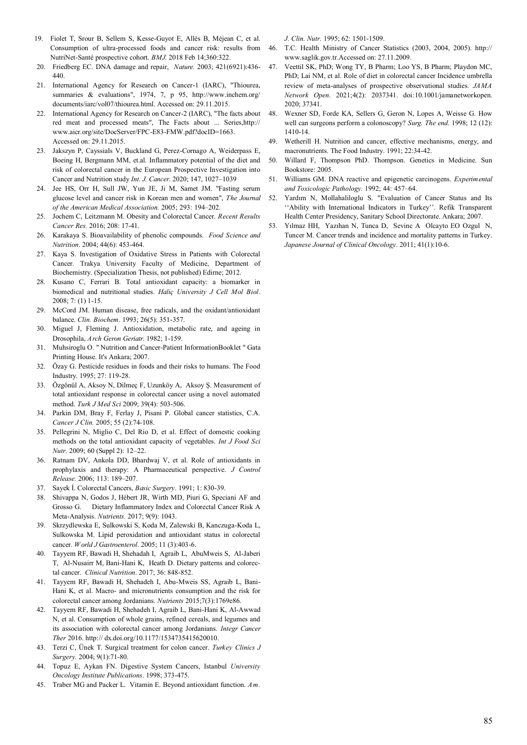19. Fiolet T, Srour B, Sellem S, Kesse-Guyot E, Allès B, Méjean C, et al. Consumption of ultra-processed foods and cancer risk: results from NutriNet-Santé prospective cohort. *BMJ.* 2018 Feb 14;360:322.
20. Friedberg EC. DNA damage and repair, *Nature.* 2003; 421(6921):436-440.
21. International Agency for Research on Cancer-1 (IARC), "Thiourea, summaries & evaluations", 1974, 7, p 95, http://www.inchem.org/documents/iarc/vol07/thiourea.html. Accessed on: 29.11.2015.
22. International Agency for Research on Cancer-2 (IARC), "The facts about red meat and processed meats", The Facts about ... Series,http://www.aicr.org/site/DocServer/FPC-E83-FMW.pdf?docID=1663. Accessed on: 29.11.2015.
23. Jakszyn P, Cayssials V, Buckland G, Perez-Cornago A, Weiderpass E, Boeing H, Bergmann MM, et.al. Inflammatory potential of the diet and risk of colorectal cancer in the European Prospective Investigation into Cancer and Nutrition study *Int. J. Cancer*. 2020; 147, 1027–1039
24. Jee HS, Orr H, Sull JW, Yun JE, Ji M, Samet JM. "Fasting serum glucose level and cancer risk in Korean men and women", *The Journal of the American Medical Association.* 2005; 293: 194–202.
25. Jochem C, Leitzmann M. Obesity and Colorectal Cancer. *Recent Results Cancer Res.* 2016; 208: 17-41.
26. Karakaya S. Bioavailability of phenolic compounds. *Food Science and Nutrition*. 2004; 44(6): 453-464.
27. Kaya S. Investigation of Oxidative Stress in Patients with Colorectal Cancer. Trakya University Faculty of Medicine, Department of Biochemistry. (Specialization Thesis, not published) Edirne; 2012.
28. Kusano C, Ferrari B. Total antioxidant capacity: a biomarker in biomedical and nutritional studies. *Haliç University J Cell Mol Biol*. 2008; 7: (1) 1-15.
29. McCord JM. Human disease, free radicals, and the oxidant/antioxidant balance. *Clin. Biochem*. 1993; 26(5): 351-357.
30. Miguel J, Fleming J. Antioxidation, metabolic rate, and ageing in Drosophila, *Arch Geron Geriatr*. 1982; 1-159.
31. Muhsiroglu O. " Nutrition and Cancer-Patient InformationBooklet " Gata Printing House. It's Ankara; 2007.
32. Özay G. Pesticide residues in foods and their risks to humans. The Food Industry. 1995; 27: 119-28.
33. Özgönül A, Aksoy N, Dilmeç F, Uzunköy A, Aksoy Ş. Measurement of total antioxidant response in colorectal cancer using a novel automated method. *Turk J Med Sci* 2009; 39(4): 503-506.
34. Parkin DM, Bray F, Ferlay J, Pisani P. Global cancer statistics, C.A. *Cancer J Clin.* 2005; 55 (2):74-108.
35. Pellegrini N, Miglio C, Del Rio D, et al. Effect of domestic cooking methods on the total antioxidant capacity of vegetables. *Int J Food Sci Nutr.* 2009; 60 (Suppl 2): 12–22.
36. Ratnam DV, Ankola DD, Bhardwaj V, et al. Role of antioxidants in prophylaxis and therapy: A Pharmaceutical perspective. *J Control Release.* 2006; 113: 189–207.
37. Sayek İ. Colorectal Cancers, *Basic Surgery*. 1991; 1: 830-39.
38. Shivappa N, Godos J, Hébert JR, Wirth MD, Piuri G, Speciani AF and Grosso G. Dietary Inflammatory Index and Colorectal Cancer Risk A Meta-Analysis. *Nutrients.* 2017; 9(9): 1043.
39. Skrzydlewska E, Sulkowski S, Koda M, Zalewski B, Kanczuga-Koda L, Sulkowska M. Lipid peroxidation and antioxidant status in colorectal cancer. *World J Gastroenterol*. 2005; 11 (3):403-6.
40. Tayyem RF, Bawadi H, Shehadah I, Agraib L, AbuMweis S, Al-Jaberi T, Al-Nusairr M, Bani-Hani K, Heath D. Dietary patterns and colorectal cancer. *Clinical Nutrition*. 2017; 36: 848-852.
41. Tayyem RF, Bawadi H, Shehadeh I, Abu-Mweis SS, Agraib L, Bani-Hani K, et al. Macro- and micronutrients consumption and the risk for colorectal cancer among Jordanians. *Nutrients* 2015;7(3):1769e86.
42. Tayyem RF, Bawadi H, Shehadeh I, Agraib L, Bani-Hani K, Al-Awwad N, et al. Consumption of whole grains, refined cereals, and legumes and its association with colorectal cancer among Jordanians. *Integr Cancer Ther* 2016. http:// dx.doi.org/10.1177/1534735415620010.
43. Terzi C, Ünek T. Surgical treatment for colon cancer. *Turkey Clinics J Surgery.* 2004; 9(1):71-80.
44. Topuz E, Aykan FN. Digestive System Cancers, Istanbul *University Oncology Institute Publications*. 1998; 373-475.
45. Traber MG and Packer L. Vitamin E. Beyond antioxidant function. *Am. J. Clin. Nutr.* 1995; 62: 1501-1509.
46. T.C. Health Ministry of Cancer Statistics (2003, 2004, 2005). http://www.saglik.gov.tr.Accessed on: 27.11.2009.
47. Veettil SK, PhD; Wong TY, B Pharm; Loo YS, B Pharm; Playdon MC, PhD; Lai NM, et al. Role of diet in colorectal cancer Incidence umbrella review of meta-analyses of prospective observational studies. *JAMA Network Open*. 2021;4(2): 2037341. doi:10.1001/jamanetworkopen.2020; 37341.
48. Wexner SD, Forde KA, Sellers G, Geron N, Lopes A, Weisse G. How well can surgeons perform a colonoscopy? *Surg. The end*. 1998; 12 (12): 1410-14.
49. Wetherill H. Nutrition and cancer, effective mechanisms, energy, and macronutrients. The Food Industry. 1991; 22:34-42.
50. Willard F, Thompson PhD. Thompson. Genetics in Medicine. Sun Bookstore: 2005.
51. Williams GM. DNA reactive and epigenetic carcinogens. *Experimental and Toxicologic Pathology*. 1992; 44: 457–64.
52. Yardım N, Mollahaliloglu S. "Evaluation of Cancer Status and Its ''Ability with International Indicators in Turkey''. Refik Transparent Health Center Presidency, Sanitary School Directorate. Ankara; 2007.
53. Yılmaz HH, Yazıhan N, Tunca D, Sevinc A Olcayto EO Ozgul N, Tuncer M. Cancer trends and incidence and mortality patterns in Turkey. *Japanese Journal of Clinical Oncology*. 2011; 41(1):10-6.